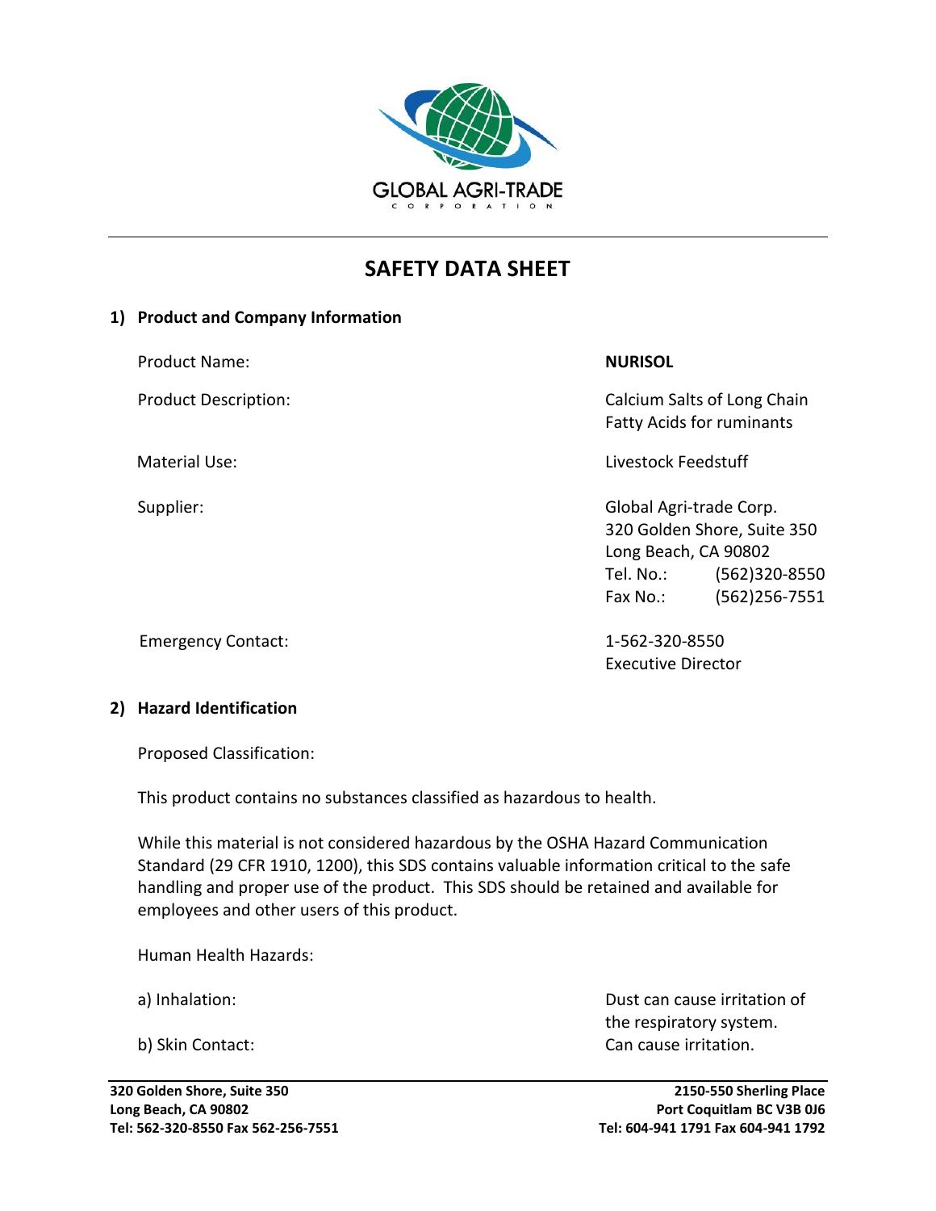GLOBAL AGRI-TRADE CORPORATION

# SAFETY DATA SHEET

## 1) Product and Company Information

| | |
|---|---|
| Product Name: | **NURISOL** |
| Product Description: | Calcium Salts of Long Chain Fatty Acids for ruminants |
| Material Use: | Livestock Feedstuff |
| Supplier: | Global Agri-trade Corp.<br>320 Golden Shore, Suite 350<br>Long Beach, CA 90802<br>Tel. No.: (562)320-8550<br>Fax No.: (562)256-7551 |
| Emergency Contact: | 1-562-320-8550<br>Executive Director |

## 2) Hazard Identification

Proposed Classification:

This product contains no substances classified as hazardous to health.

While this material is not considered hazardous by the OSHA Hazard Communication Standard (29 CFR 1910, 1200), this SDS contains valuable information critical to the safe handling and proper use of the product. This SDS should be retained and available for employees and other users of this product.

Human Health Hazards:

| | |
|---|---|
| a) Inhalation: | Dust can cause irritation of the respiratory system. |
| b) Skin Contact: | Can cause irritation. |

320 Golden Shore, Suite 350
Long Beach, CA 90802
Tel: 562-320-8550 Fax 562-256-7551

2150-550 Sherling Place
Port Coquitlam BC V3B 0J6
Tel: 604-941 1791 Fax 604-941 1792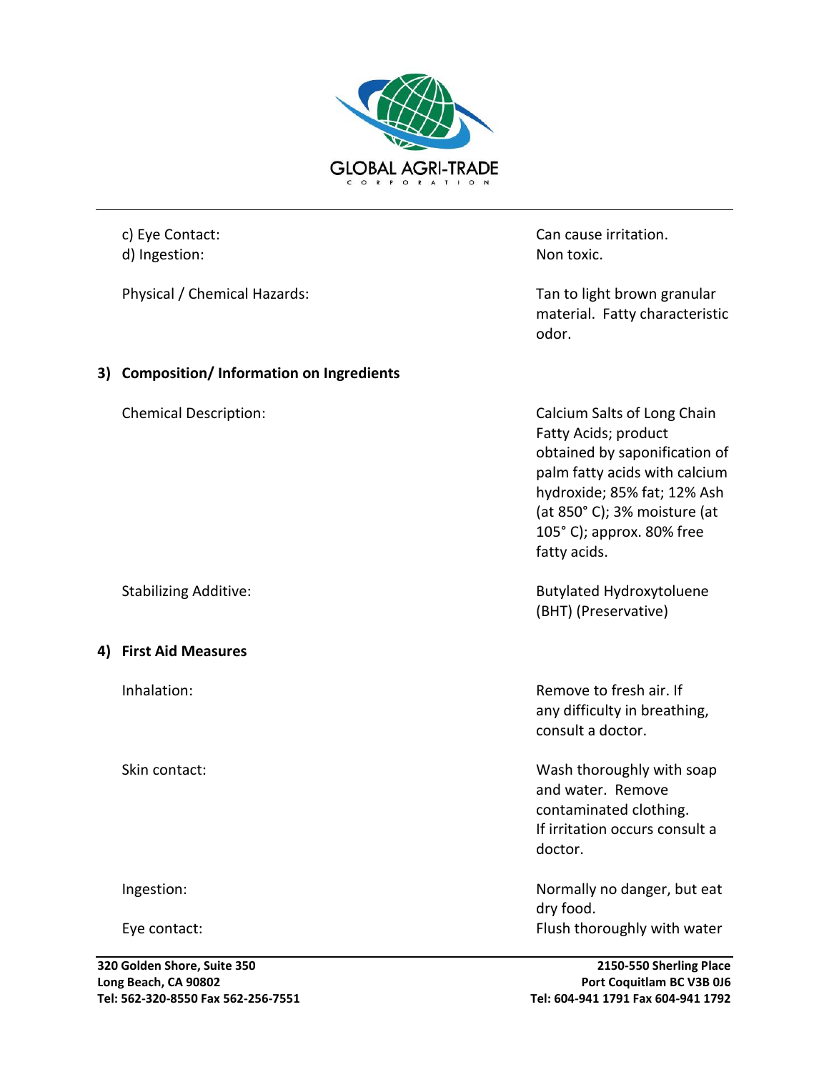c) Eye Contact: Can cause irritation.
d) Ingestion: Non toxic.

Physical / Chemical Hazards: Tan to light brown granular material. Fatty characteristic odor.

## 3) Composition/ Information on Ingredients

Chemical Description: Calcium Salts of Long Chain Fatty Acids; product obtained by saponification of palm fatty acids with calcium hydroxide; 85% fat; 12% Ash (at 850° C); 3% moisture (at 105° C); approx. 80% free fatty acids.

Stabilizing Additive: Butylated Hydroxytoluene (BHT) (Preservative)

## 4) First Aid Measures

Inhalation: Remove to fresh air. If any difficulty in breathing, consult a doctor.

Skin contact: Wash thoroughly with soap and water. Remove contaminated clothing. If irritation occurs consult a doctor.

Ingestion: Normally no danger, but eat dry food.

Eye contact: Flush thoroughly with water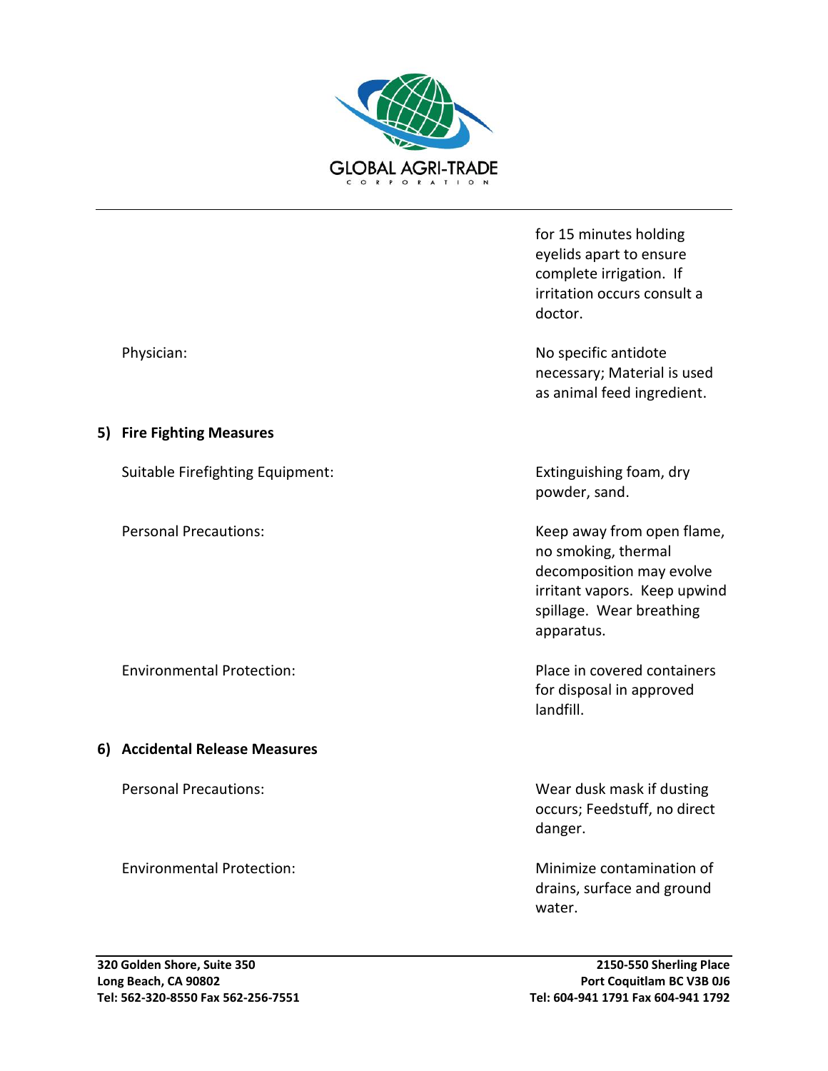| | |
|---|---|
| | for 15 minutes holding eyelids apart to ensure complete irrigation. If irritation occurs consult a doctor. |
| Physician: | No specific antidote necessary; Material is used as animal feed ingredient. |

## 5) Fire Fighting Measures

| | |
|---|---|
| Suitable Firefighting Equipment: | Extinguishing foam, dry powder, sand. |
| Personal Precautions: | Keep away from open flame, no smoking, thermal decomposition may evolve irritant vapors. Keep upwind spillage. Wear breathing apparatus. |
| Environmental Protection: | Place in covered containers for disposal in approved landfill. |

## 6) Accidental Release Measures

| | |
|---|---|
| Personal Precautions: | Wear dusk mask if dusting occurs; Feedstuff, no direct danger. |
| Environmental Protection: | Minimize contamination of drains, surface and ground water. |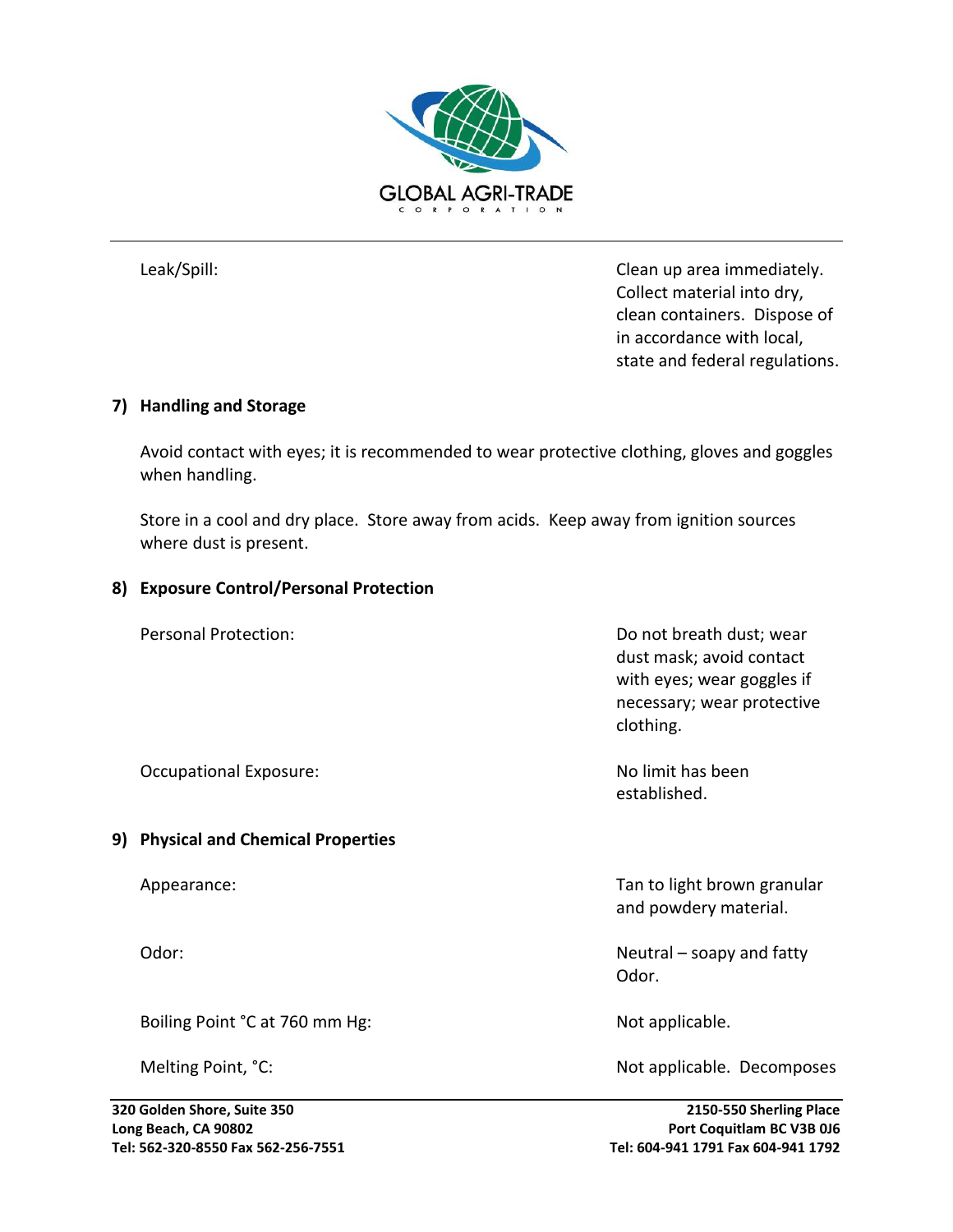| | |
|---|---|
| Leak/Spill: | Clean up area immediately. Collect material into dry, clean containers. Dispose of in accordance with local, state and federal regulations. |

## 7) Handling and Storage

Avoid contact with eyes; it is recommended to wear protective clothing, gloves and goggles when handling.

Store in a cool and dry place. Store away from acids. Keep away from ignition sources where dust is present.

## 8) Exposure Control/Personal Protection

| | |
|---|---|
| Personal Protection: | Do not breath dust; wear dust mask; avoid contact with eyes; wear goggles if necessary; wear protective clothing. |
| Occupational Exposure: | No limit has been established. |

## 9) Physical and Chemical Properties

| | |
|---|---|
| Appearance: | Tan to light brown granular and powdery material. |
| Odor: | Neutral – soapy and fatty Odor. |
| Boiling Point °C at 760 mm Hg: | Not applicable. |
| Melting Point, °C: | Not applicable. Decomposes |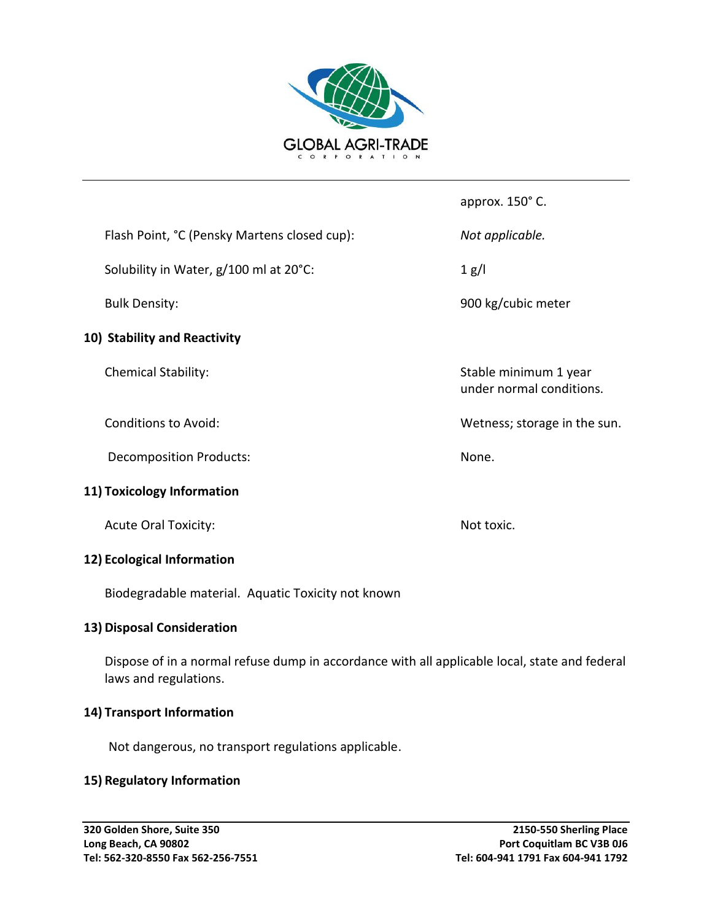| | |
|---|---|
| | approx. 150° C. |
| Flash Point, °C (Pensky Martens closed cup): | *Not applicable.* |
| Solubility in Water, g/100 ml at 20°C: | 1 g/l |
| Bulk Density: | 900 kg/cubic meter |

## 10) Stability and Reactivity

| | |
|---|---|
| Chemical Stability: | Stable minimum 1 year under normal conditions. |
| Conditions to Avoid: | Wetness; storage in the sun. |
| Decomposition Products: | None. |

## 11) Toxicology Information

| | |
|---|---|
| Acute Oral Toxicity: | Not toxic. |

## 12) Ecological Information

Biodegradable material. Aquatic Toxicity not known

## 13) Disposal Consideration

Dispose of in a normal refuse dump in accordance with all applicable local, state and federal laws and regulations.

## 14) Transport Information

Not dangerous, no transport regulations applicable.

## 15) Regulatory Information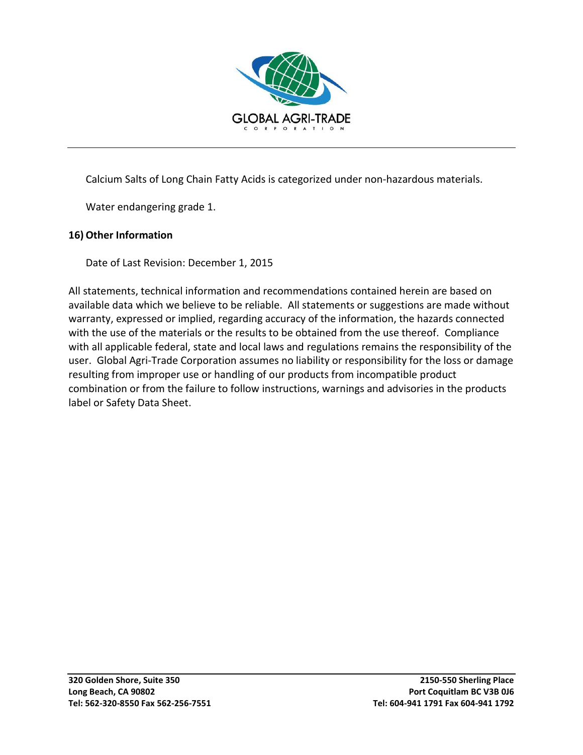Calcium Salts of Long Chain Fatty Acids is categorized under non-hazardous materials.

Water endangering grade 1.

## 16) Other Information

Date of Last Revision: December 1, 2015

All statements, technical information and recommendations contained herein are based on available data which we believe to be reliable. All statements or suggestions are made without warranty, expressed or implied, regarding accuracy of the information, the hazards connected with the use of the materials or the results to be obtained from the use thereof. Compliance with all applicable federal, state and local laws and regulations remains the responsibility of the user. Global Agri-Trade Corporation assumes no liability or responsibility for the loss or damage resulting from improper use or handling of our products from incompatible product combination or from the failure to follow instructions, warnings and advisories in the products label or Safety Data Sheet.